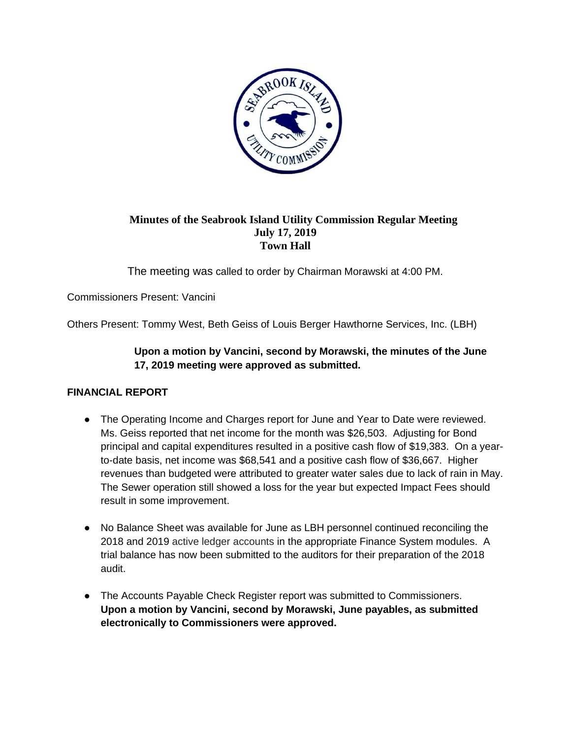# Minutes of the Seabrook Island Utility Commission Regular Meeting
**July 17, 2019**
**Town Hall**

The meeting was called to order by Chairman Morawski at 4:00 PM.

Commissioners Present: Vancini

Others Present: Tommy West, Beth Geiss of Louis Berger Hawthorne Services, Inc. (LBH)

**Upon a motion by Vancini, second by Morawski, the minutes of the June 17, 2019 meeting were approved as submitted.**

## FINANCIAL REPORT

- The Operating Income and Charges report for June and Year to Date were reviewed. Ms. Geiss reported that net income for the month was $26,503. Adjusting for Bond principal and capital expenditures resulted in a positive cash flow of $19,383. On a year-to-date basis, net income was $68,541 and a positive cash flow of $36,667. Higher revenues than budgeted were attributed to greater water sales due to lack of rain in May. The Sewer operation still showed a loss for the year but expected Impact Fees should result in some improvement.

- No Balance Sheet was available for June as LBH personnel continued reconciling the 2018 and 2019 active ledger accounts in the appropriate Finance System modules. A trial balance has now been submitted to the auditors for their preparation of the 2018 audit.

- The Accounts Payable Check Register report was submitted to Commissioners. **Upon a motion by Vancini, second by Morawski, June payables, as submitted electronically to Commissioners were approved.**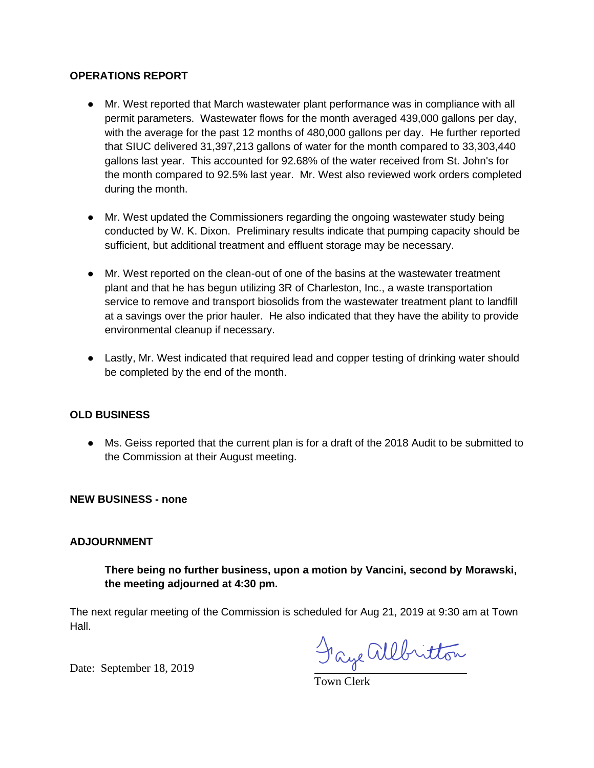## OPERATIONS REPORT

- Mr. West reported that March wastewater plant performance was in compliance with all permit parameters. Wastewater flows for the month averaged 439,000 gallons per day, with the average for the past 12 months of 480,000 gallons per day. He further reported that SIUC delivered 31,397,213 gallons of water for the month compared to 33,303,440 gallons last year. This accounted for 92.68% of the water received from St. John's for the month compared to 92.5% last year. Mr. West also reviewed work orders completed during the month.

- Mr. West updated the Commissioners regarding the ongoing wastewater study being conducted by W. K. Dixon. Preliminary results indicate that pumping capacity should be sufficient, but additional treatment and effluent storage may be necessary.

- Mr. West reported on the clean-out of one of the basins at the wastewater treatment plant and that he has begun utilizing 3R of Charleston, Inc., a waste transportation service to remove and transport biosolids from the wastewater treatment plant to landfill at a savings over the prior hauler. He also indicated that they have the ability to provide environmental cleanup if necessary.

- Lastly, Mr. West indicated that required lead and copper testing of drinking water should be completed by the end of the month.

## OLD BUSINESS

- Ms. Geiss reported that the current plan is for a draft of the 2018 Audit to be submitted to the Commission at their August meeting.

## NEW BUSINESS - none

## ADJOURNMENT

**There being no further business, upon a motion by Vancini, second by Morawski, the meeting adjourned at 4:30 pm.**

The next regular meeting of the Commission is scheduled for Aug 21, 2019 at 9:30 am at Town Hall.

Date: September 18, 2019

Faye Allbritton
Town Clerk